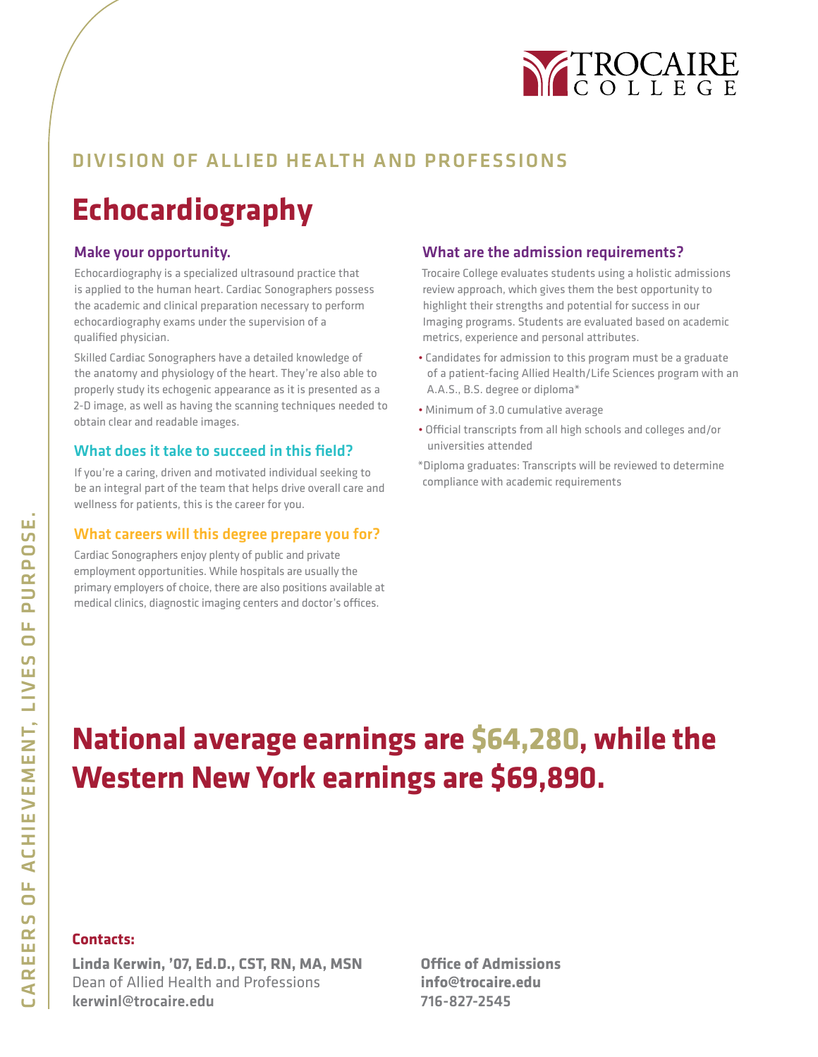TROCAIRE COLLEGE

DIVISION OF ALLIED HEALTH AND PROFESSIONS

# Echocardiography

## Make your opportunity.

Echocardiography is a specialized ultrasound practice that is applied to the human heart. Cardiac Sonographers possess the academic and clinical preparation necessary to perform echocardiography exams under the supervision of a qualified physician.

Skilled Cardiac Sonographers have a detailed knowledge of the anatomy and physiology of the heart. They're also able to properly study its echogenic appearance as it is presented as a 2-D image, as well as having the scanning techniques needed to obtain clear and readable images.

## What does it take to succeed in this field?

If you're a caring, driven and motivated individual seeking to be an integral part of the team that helps drive overall care and wellness for patients, this is the career for you.

## What careers will this degree prepare you for?

Cardiac Sonographers enjoy plenty of public and private employment opportunities. While hospitals are usually the primary employers of choice, there are also positions available at medical clinics, diagnostic imaging centers and doctor's offices.

## What are the admission requirements?

Trocaire College evaluates students using a holistic admissions review approach, which gives them the best opportunity to highlight their strengths and potential for success in our Imaging programs. Students are evaluated based on academic metrics, experience and personal attributes.

- Candidates for admission to this program must be a graduate of a patient-facing Allied Health/Life Sciences program with an A.A.S., B.S. degree or diploma*
- Minimum of 3.0 cumulative average
- Official transcripts from all high schools and colleges and/or universities attended

*Diploma graduates: Transcripts will be reviewed to determine compliance with academic requirements

## National average earnings are $64,280, while the Western New York earnings are $69,890.

**Contacts:**

**Linda Kerwin, '07, Ed.D., CST, RN, MA, MSN**
Dean of Allied Health and Professions
**kerwinl@trocaire.edu**

**Office of Admissions**
**info@trocaire.edu**
**716-827-2545**

CAREERS OF ACHIEVEMENT, LIVES OF PURPOSE.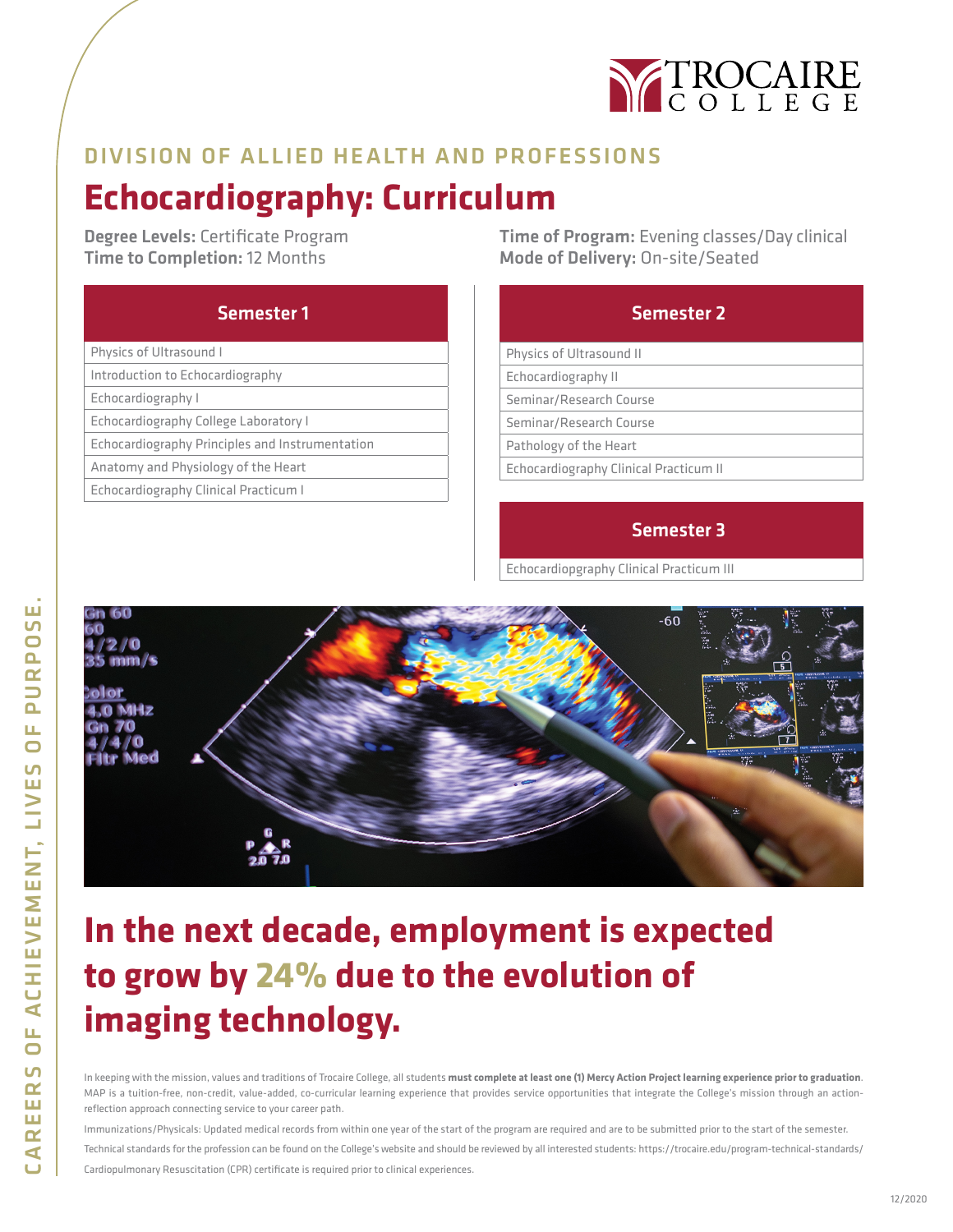TROCAIRE COLLEGE

DIVISION OF ALLIED HEALTH AND PROFESSIONS

# Echocardiography: Curriculum

**Degree Levels:** Certificate Program
**Time to Completion:** 12 Months

**Time of Program:** Evening classes/Day clinical
**Mode of Delivery:** On-site/Seated

| Semester 1 |
| --- |
| Physics of Ultrasound I |
| Introduction to Echocardiography |
| Echocardiography I |
| Echocardiography College Laboratory I |
| Echocardiography Principles and Instrumentation |
| Anatomy and Physiology of the Heart |
| Echocardiography Clinical Practicum I |

| Semester 2 |
| --- |
| Physics of Ultrasound II |
| Echocardiography II |
| Seminar/Research Course |
| Seminar/Research Course |
| Pathology of the Heart |
| Echocardiography Clinical Practicum II |

| Semester 3 |
| --- |
| Echocardiopgraphy Clinical Practicum III |

## In the next decade, employment is expected to grow by 24% due to the evolution of imaging technology.

In keeping with the mission, values and traditions of Trocaire College, all students **must complete at least one (1) Mercy Action Project learning experience prior to graduation**. MAP is a tuition-free, non-credit, value-added, co-curricular learning experience that provides service opportunities that integrate the College's mission through an action-reflection approach connecting service to your career path.

Immunizations/Physicals: Updated medical records from within one year of the start of the program are required and are to be submitted prior to the start of the semester.

Technical standards for the profession can be found on the College's website and should be reviewed by all interested students: https://trocaire.edu/program-technical-standards/

Cardiopulmonary Resuscitation (CPR) certificate is required prior to clinical experiences.

CAREERS OF ACHIEVEMENT, LIVES OF PURPOSE.

12/2020